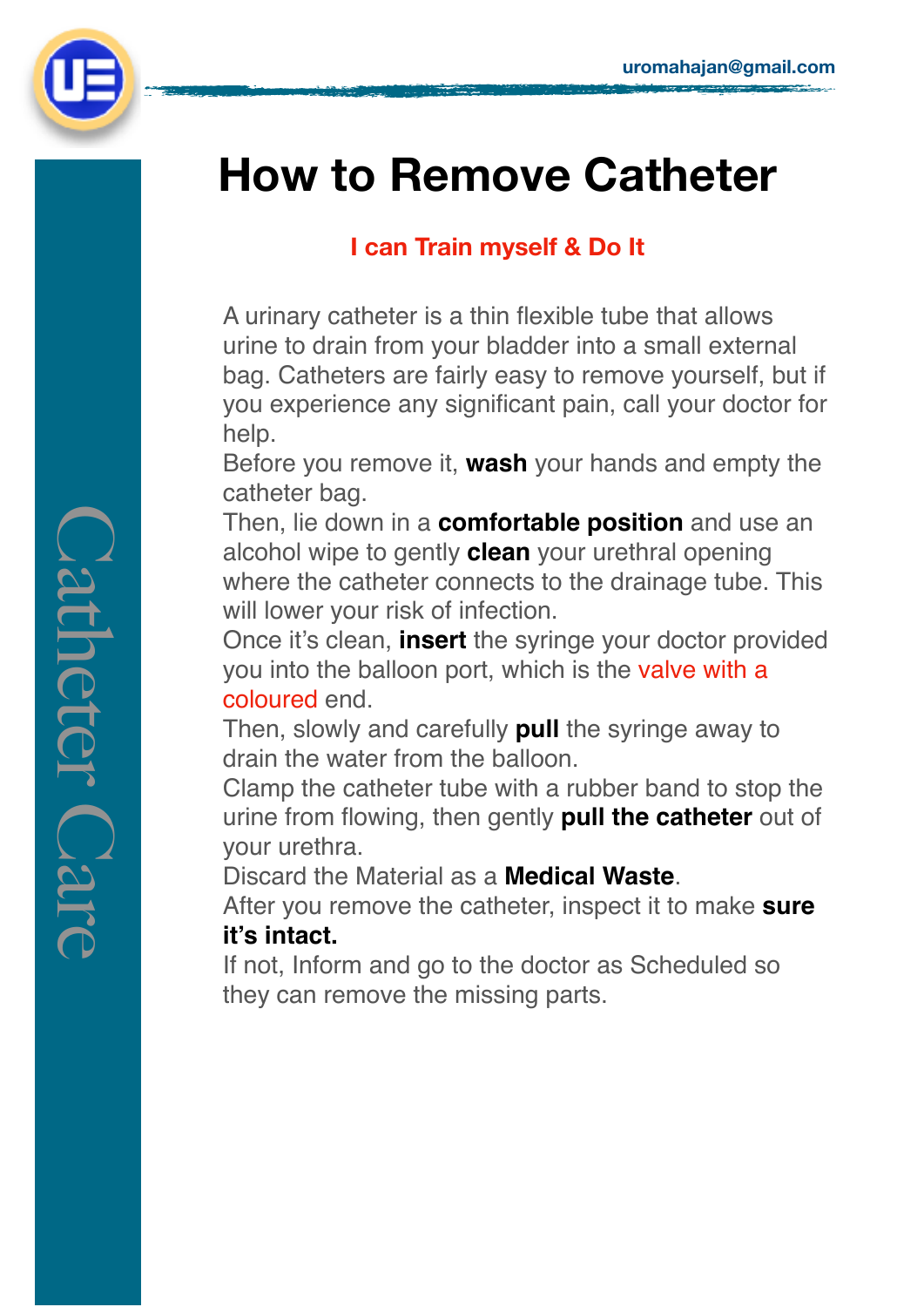# How to Remove Catheter

**I can Train myself & Do It**

A urinary catheter is a thin flexible tube that allows urine to drain from your bladder into a small external bag. Catheters are fairly easy to remove yourself, but if you experience any significant pain, call your doctor for help.

Before you remove it, **wash** your hands and empty the catheter bag.

Then, lie down in a **comfortable position** and use an alcohol wipe to gently **clean** your urethral opening where the catheter connects to the drainage tube. This will lower your risk of infection.

Once it's clean, **insert** the syringe your doctor provided you into the balloon port, which is the valve with a coloured end.

Then, slowly and carefully **pull** the syringe away to drain the water from the balloon.

Clamp the catheter tube with a rubber band to stop the urine from flowing, then gently **pull the catheter** out of your urethra.

Discard the Material as a **Medical Waste**.

After you remove the catheter, inspect it to make **sure it's intact.**

If not, Inform and go to the doctor as Scheduled so they can remove the missing parts.

Catheter Care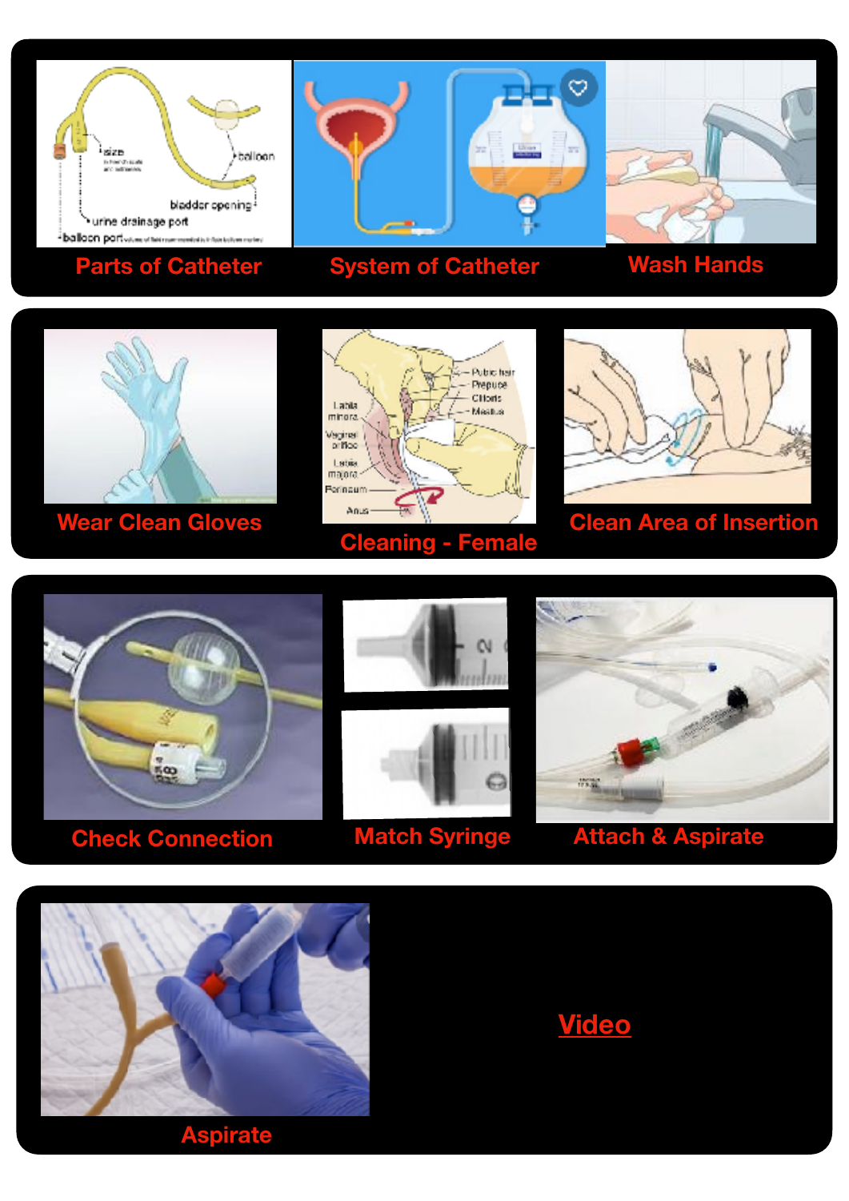Parts of Catheter

System of Catheter

Wash Hands

Wear Clean Gloves

Cleaning - Female

Clean Area of Insertion

Check Connection

Match Syringe

Attach & Aspirate

Aspirate

Video